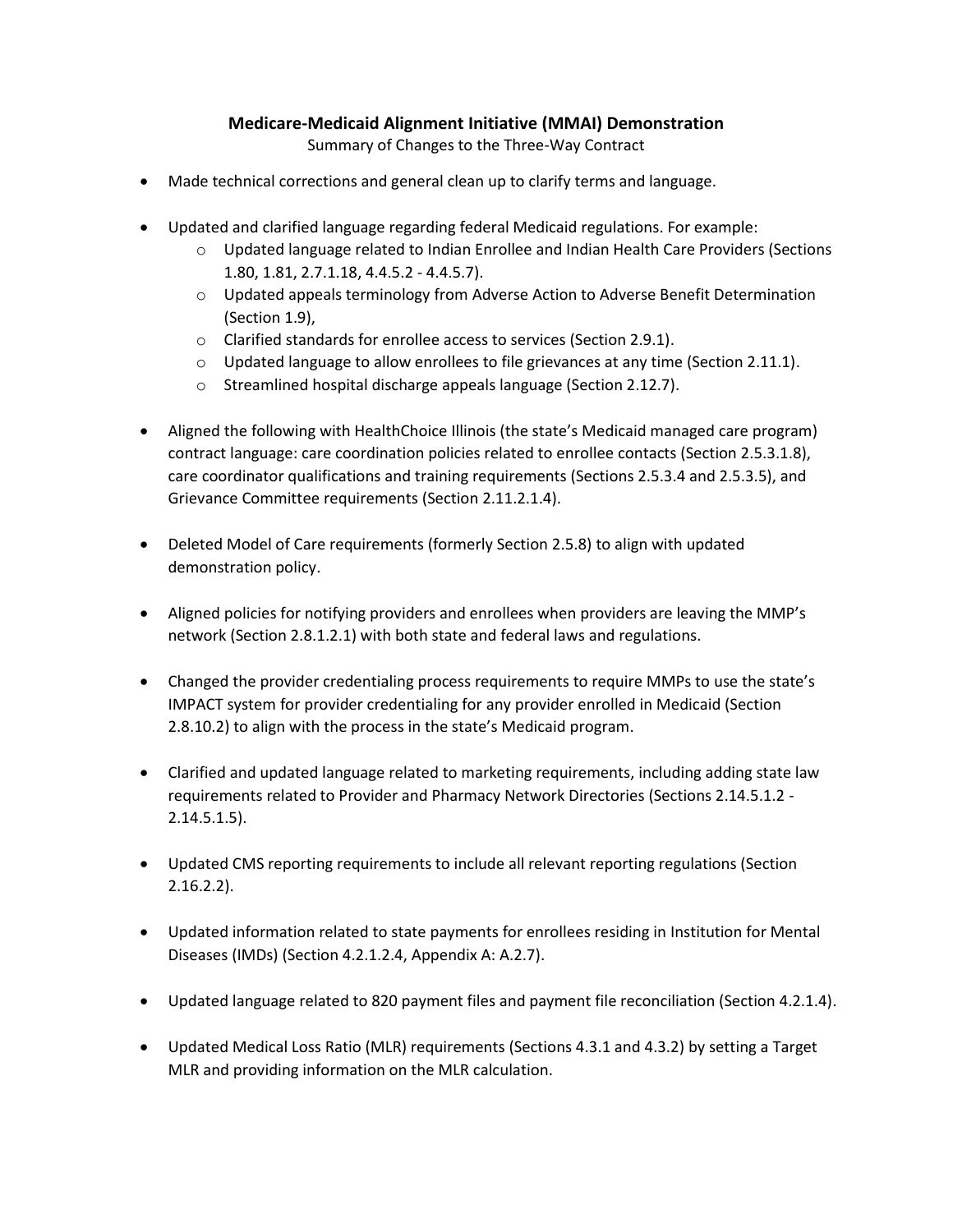# Medicare-Medicaid Alignment Initiative (MMAI) Demonstration

Summary of Changes to the Three-Way Contract

- Made technical corrections and general clean up to clarify terms and language.
- Updated and clarified language regarding federal Medicaid regulations. For example:
  - Updated language related to Indian Enrollee and Indian Health Care Providers (Sections 1.80, 1.81, 2.7.1.18, 4.4.5.2 - 4.4.5.7).
  - Updated appeals terminology from Adverse Action to Adverse Benefit Determination (Section 1.9),
  - Clarified standards for enrollee access to services (Section 2.9.1).
  - Updated language to allow enrollees to file grievances at any time (Section 2.11.1).
  - Streamlined hospital discharge appeals language (Section 2.12.7).
- Aligned the following with HealthChoice Illinois (the state's Medicaid managed care program) contract language: care coordination policies related to enrollee contacts (Section 2.5.3.1.8), care coordinator qualifications and training requirements (Sections 2.5.3.4 and 2.5.3.5), and Grievance Committee requirements (Section 2.11.2.1.4).
- Deleted Model of Care requirements (formerly Section 2.5.8) to align with updated demonstration policy.
- Aligned policies for notifying providers and enrollees when providers are leaving the MMP's network (Section 2.8.1.2.1) with both state and federal laws and regulations.
- Changed the provider credentialing process requirements to require MMPs to use the state's IMPACT system for provider credentialing for any provider enrolled in Medicaid (Section 2.8.10.2) to align with the process in the state's Medicaid program.
- Clarified and updated language related to marketing requirements, including adding state law requirements related to Provider and Pharmacy Network Directories (Sections 2.14.5.1.2 - 2.14.5.1.5).
- Updated CMS reporting requirements to include all relevant reporting regulations (Section 2.16.2.2).
- Updated information related to state payments for enrollees residing in Institution for Mental Diseases (IMDs) (Section 4.2.1.2.4, Appendix A: A.2.7).
- Updated language related to 820 payment files and payment file reconciliation (Section 4.2.1.4).
- Updated Medical Loss Ratio (MLR) requirements (Sections 4.3.1 and 4.3.2) by setting a Target MLR and providing information on the MLR calculation.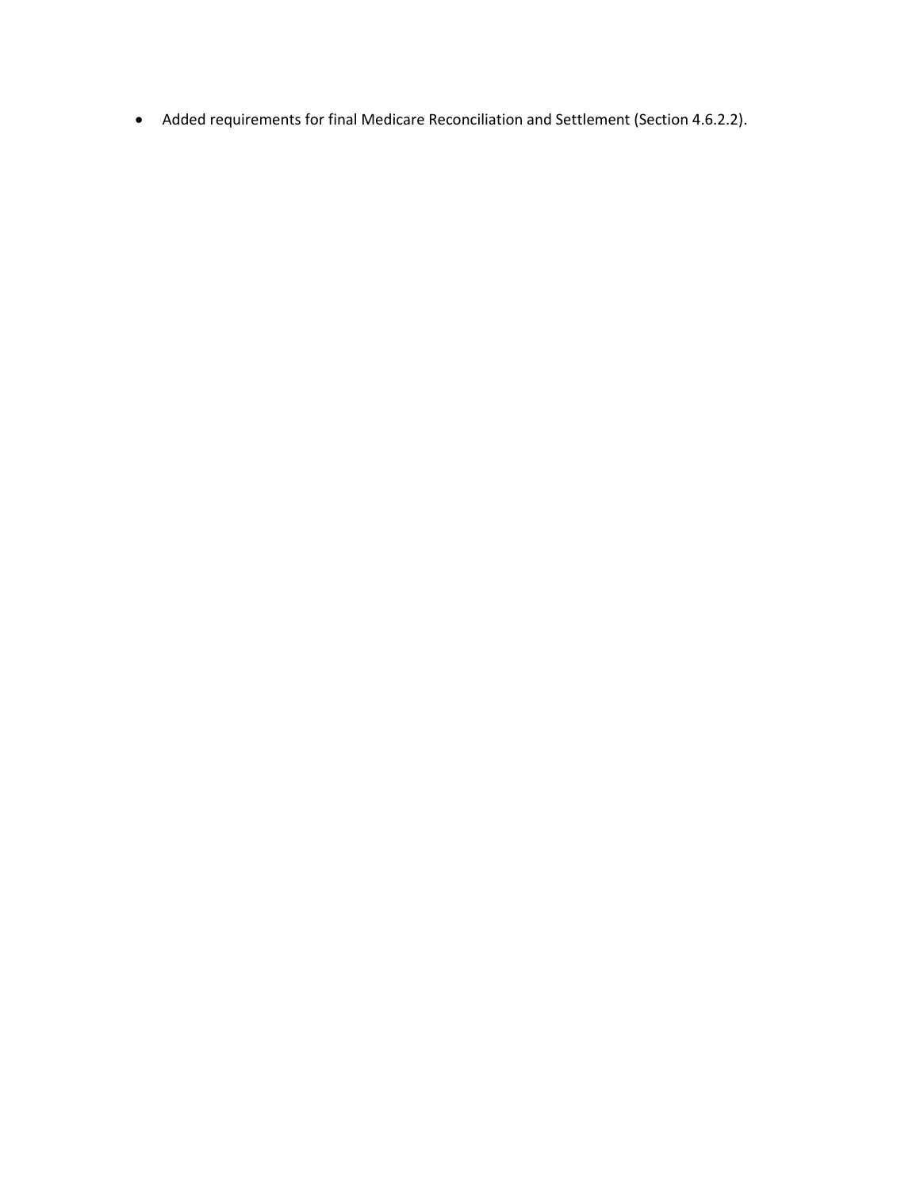- Added requirements for final Medicare Reconciliation and Settlement (Section 4.6.2.2).